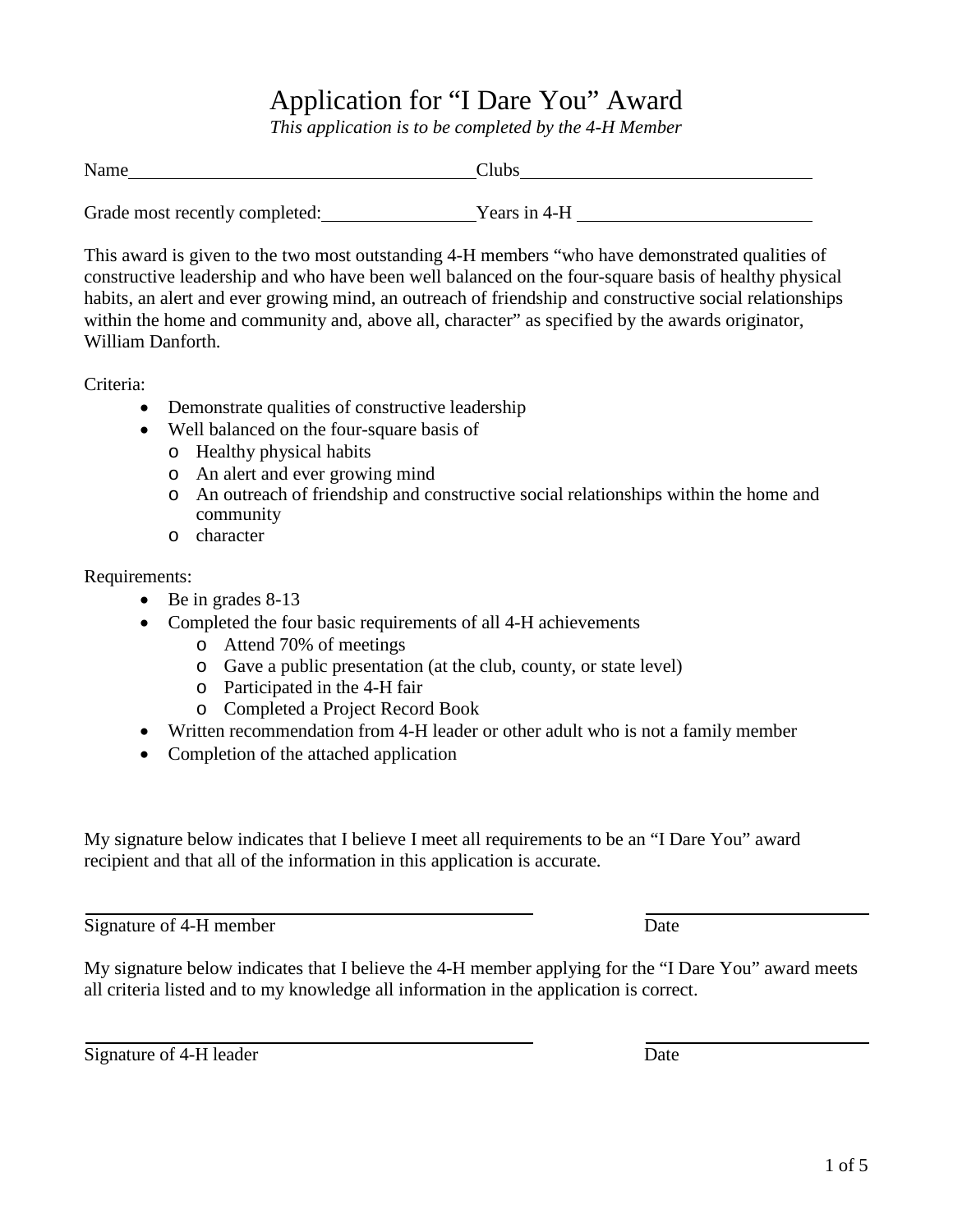# Application for "I Dare You" Award

*This application is to be completed by the 4-H Member*

Name\_\_\_\_\_\_\_\_\_\_\_\_\_\_\_\_\_\_\_\_\_\_\_\_\_\_\_\_\_\_\_\_\_\_\_\_ Clubs\_\_\_\_\_\_\_\_\_\_\_\_\_\_\_\_\_\_\_\_\_\_\_\_\_\_\_\_\_\_\_\_

Grade most recently completed:\_\_\_\_\_\_\_\_\_\_\_\_\_\_\_\_ Years in 4-H \_\_\_\_\_\_\_\_\_\_\_\_\_\_\_\_\_\_\_\_\_\_\_\_

This award is given to the two most outstanding 4-H members "who have demonstrated qualities of constructive leadership and who have been well balanced on the four-square basis of healthy physical habits, an alert and ever growing mind, an outreach of friendship and constructive social relationships within the home and community and, above all, character" as specified by the awards originator, William Danforth.

Criteria:

- Demonstrate qualities of constructive leadership
- Well balanced on the four-square basis of
  - Healthy physical habits
  - An alert and ever growing mind
  - An outreach of friendship and constructive social relationships within the home and community
  - character

Requirements:

- Be in grades 8-13
- Completed the four basic requirements of all 4-H achievements
  - Attend 70% of meetings
  - Gave a public presentation (at the club, county, or state level)
  - Participated in the 4-H fair
  - Completed a Project Record Book
- Written recommendation from 4-H leader or other adult who is not a family member
- Completion of the attached application

My signature below indicates that I believe I meet all requirements to be an "I Dare You" award recipient and that all of the information in this application is accurate.

\_\_\_\_\_\_\_\_\_\_\_\_\_\_\_\_\_\_\_\_\_\_\_\_\_\_\_\_\_\_\_\_\_\_\_\_\_\_\_\_ \_\_\_\_\_\_\_\_\_\_\_\_\_\_\_\_\_\_\_\_
Signature of 4-H member Date

My signature below indicates that I believe the 4-H member applying for the "I Dare You" award meets all criteria listed and to my knowledge all information in the application is correct.

\_\_\_\_\_\_\_\_\_\_\_\_\_\_\_\_\_\_\_\_\_\_\_\_\_\_\_\_\_\_\_\_\_\_\_\_\_\_\_\_ \_\_\_\_\_\_\_\_\_\_\_\_\_\_\_\_\_\_\_\_
Signature of 4-H leader Date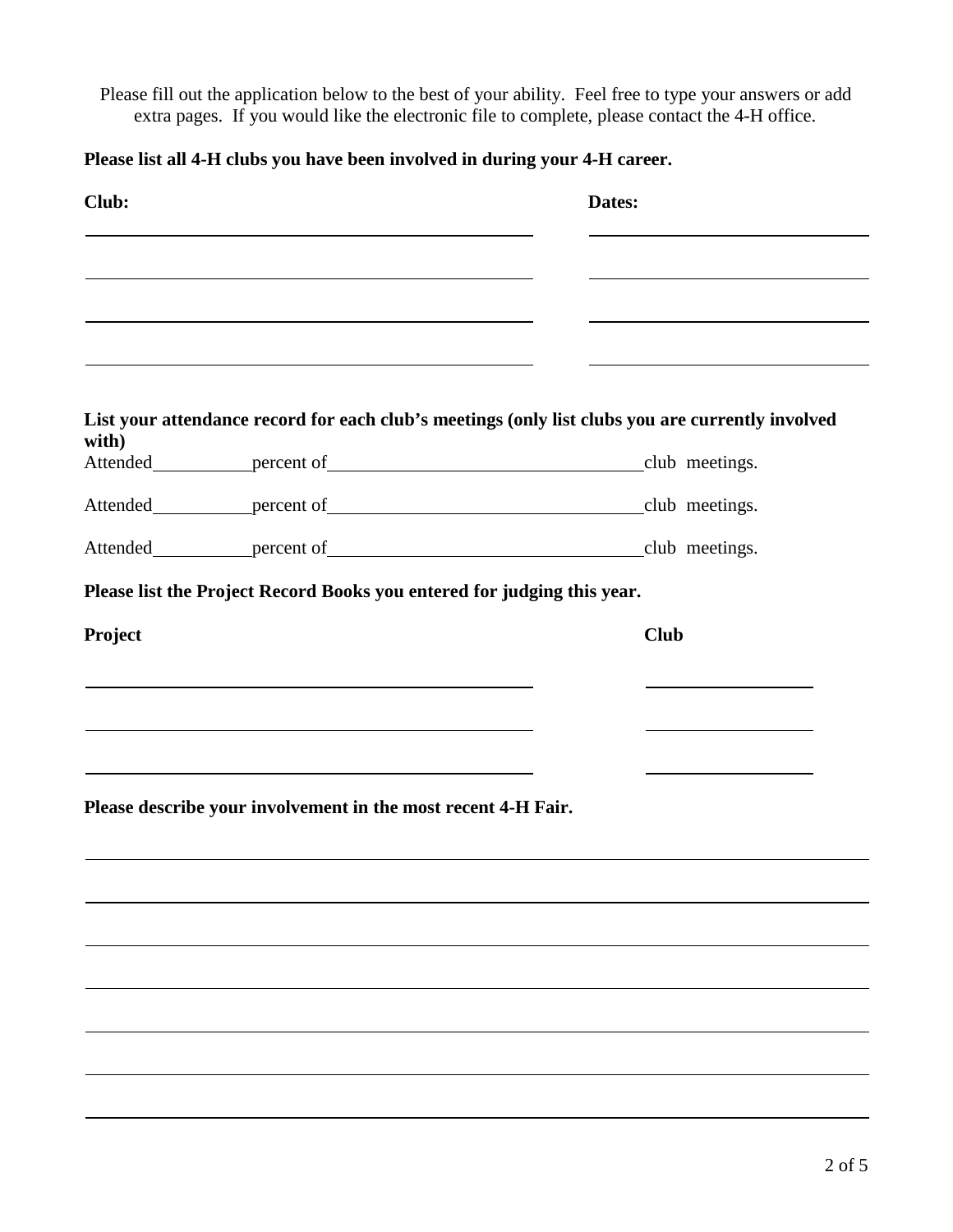Please fill out the application below to the best of your ability. Feel free to type your answers or add extra pages. If you would like the electronic file to complete, please contact the 4-H office.

**Please list all 4-H clubs you have been involved in during your 4-H career.**

| Club: | Dates: |
|---|---|
| | |
| | |
| | |
| | |

**List your attendance record for each club's meetings (only list clubs you are currently involved with)**

Attended__________percent of________________________________club meetings.

Attended__________percent of________________________________club meetings.

Attended__________percent of________________________________club meetings.

**Please list the Project Record Books you entered for judging this year.**

| Project | Club |
|---|---|
| | |
| | |
| | |

**Please describe your involvement in the most recent 4-H Fair.**

_______________________________________________________________

_______________________________________________________________

_______________________________________________________________

_______________________________________________________________

_______________________________________________________________

_______________________________________________________________

_______________________________________________________________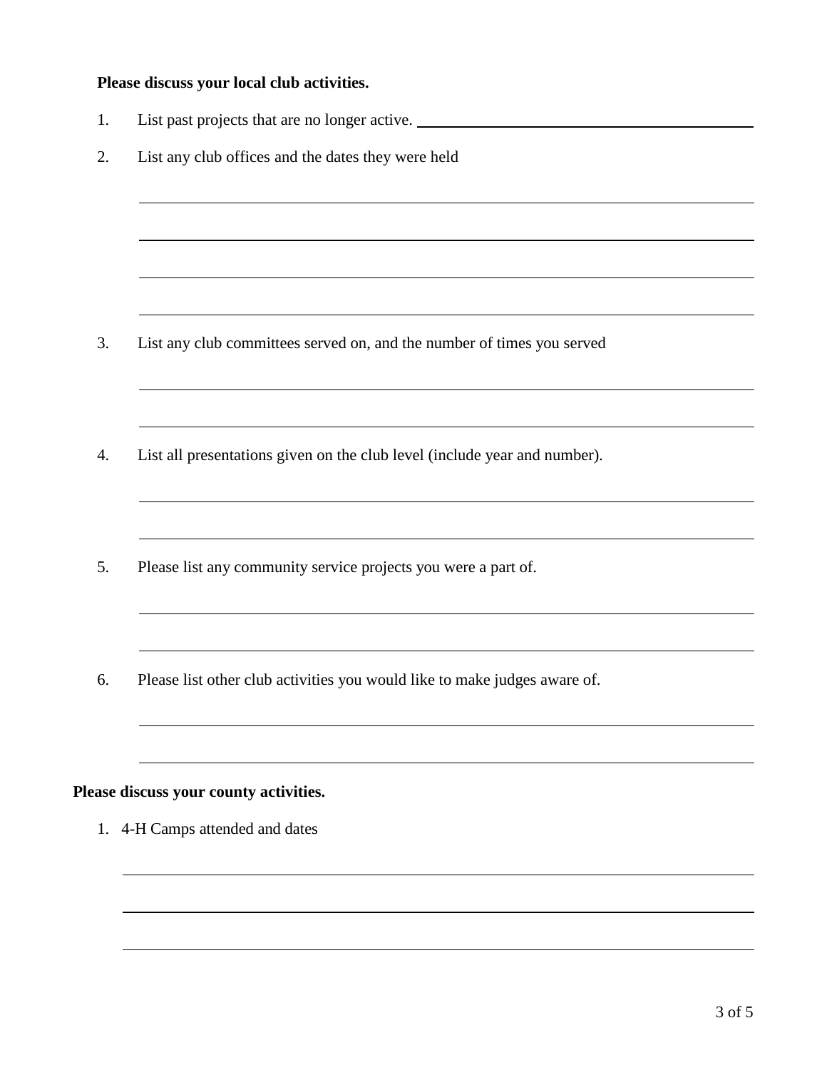**Please discuss your local club activities.**

1. List past projects that are no longer active. ______________________________

2. List any club offices and the dates they were held

   ______________________________

   ______________________________

   ______________________________

   ______________________________

3. List any club committees served on, and the number of times you served

   ______________________________

   ______________________________

4. List all presentations given on the club level (include year and number).

   ______________________________

   ______________________________

5. Please list any community service projects you were a part of.

   ______________________________

   ______________________________

6. Please list other club activities you would like to make judges aware of.

   ______________________________

   ______________________________

**Please discuss your county activities.**

1. 4-H Camps attended and dates

   ______________________________

   ______________________________

   ______________________________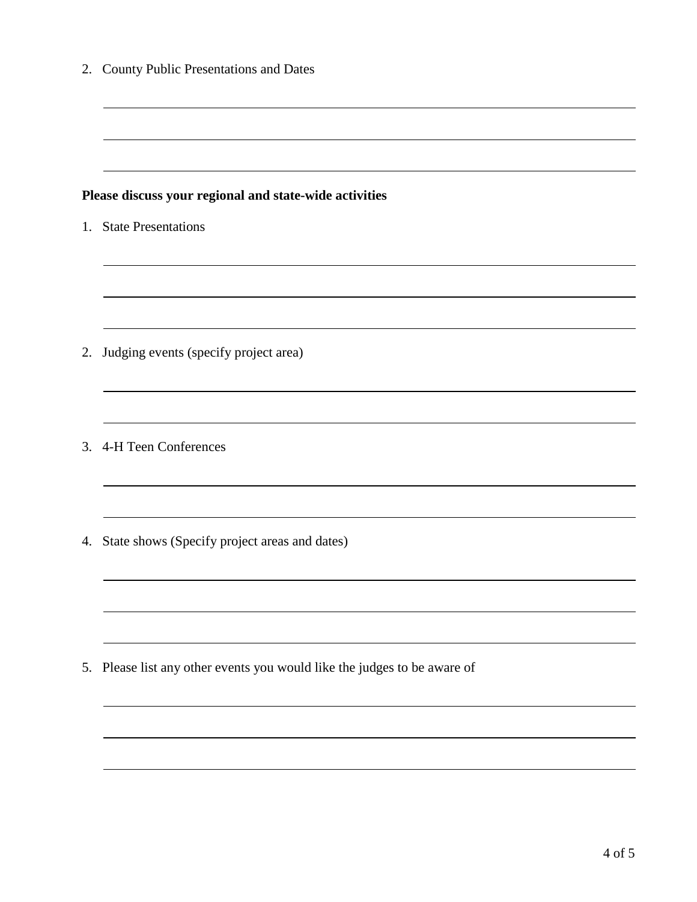2. County Public Presentations and Dates

**Please discuss your regional and state-wide activities**

1. State Presentations

2. Judging events (specify project area)

3. 4-H Teen Conferences

4. State shows (Specify project areas and dates)

5. Please list any other events you would like the judges to be aware of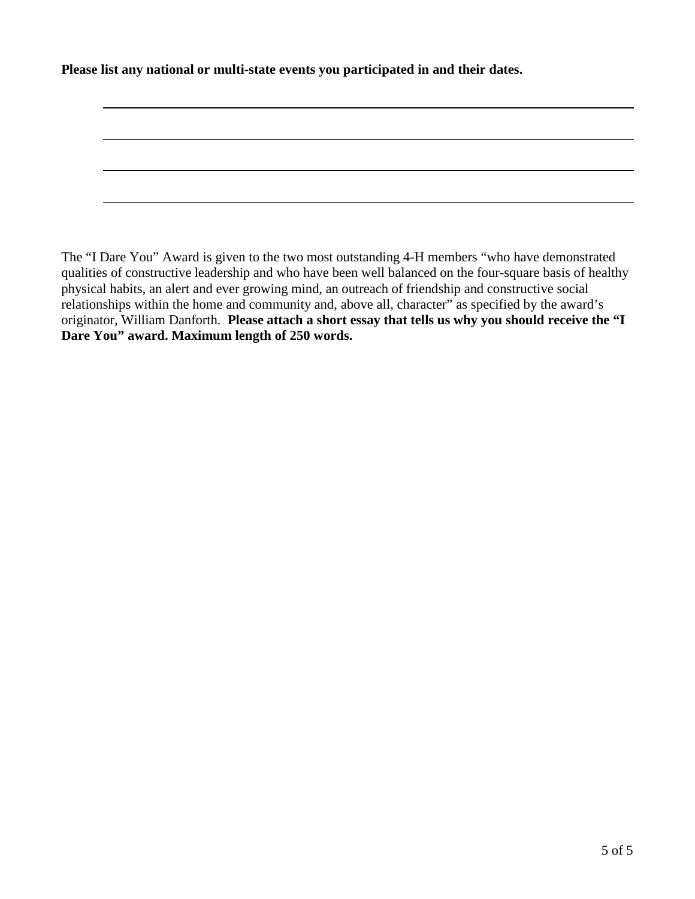**Please list any national or multi-state events you participated in and their dates.**

\_\_\_\_\_\_\_\_\_\_\_\_\_\_\_\_\_\_\_\_\_\_\_\_\_\_\_\_\_\_\_\_\_\_\_\_\_\_\_\_\_\_\_\_\_\_\_\_\_\_\_\_\_\_\_\_

\_\_\_\_\_\_\_\_\_\_\_\_\_\_\_\_\_\_\_\_\_\_\_\_\_\_\_\_\_\_\_\_\_\_\_\_\_\_\_\_\_\_\_\_\_\_\_\_\_\_\_\_\_\_\_\_

\_\_\_\_\_\_\_\_\_\_\_\_\_\_\_\_\_\_\_\_\_\_\_\_\_\_\_\_\_\_\_\_\_\_\_\_\_\_\_\_\_\_\_\_\_\_\_\_\_\_\_\_\_\_\_\_

\_\_\_\_\_\_\_\_\_\_\_\_\_\_\_\_\_\_\_\_\_\_\_\_\_\_\_\_\_\_\_\_\_\_\_\_\_\_\_\_\_\_\_\_\_\_\_\_\_\_\_\_\_\_\_\_

The "I Dare You" Award is given to the two most outstanding 4-H members "who have demonstrated qualities of constructive leadership and who have been well balanced on the four-square basis of healthy physical habits, an alert and ever growing mind, an outreach of friendship and constructive social relationships within the home and community and, above all, character" as specified by the award's originator, William Danforth. **Please attach a short essay that tells us why you should receive the "I Dare You" award. Maximum length of 250 words.**